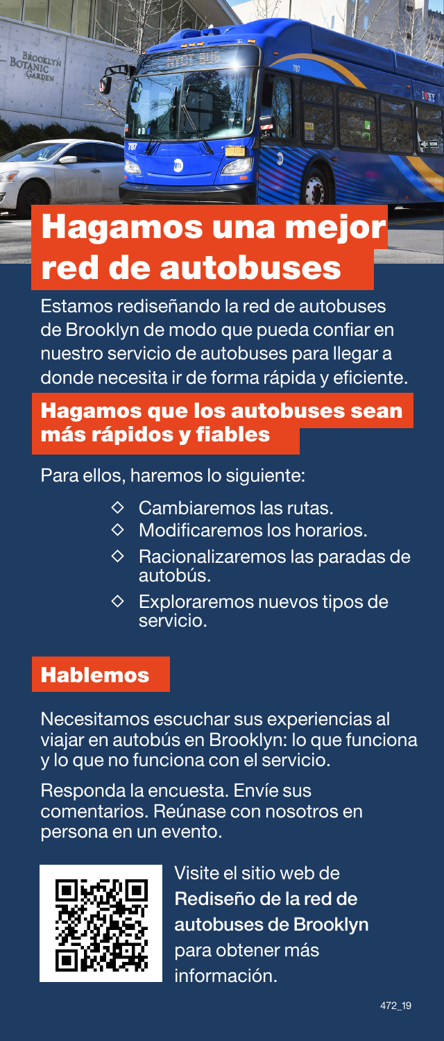# Hagamos una mejor red de autobuses

Estamos rediseñando la red de autobuses de Brooklyn de modo que pueda confiar en nuestro servicio de autobuses para llegar a donde necesita ir de forma rápida y eficiente.

## Hagamos que los autobuses sean más rápidos y fiables

Para ellos, haremos lo siguiente:

- Cambiaremos las rutas.
- Modificaremos los horarios.
- Racionalizaremos las paradas de autobús.
- Exploraremos nuevos tipos de servicio.

## Hablemos

Necesitamos escuchar sus experiencias al viajar en autobús en Brooklyn: lo que funciona y lo que no funciona con el servicio.

Responda la encuesta. Envíe sus comentarios. Reúnase con nosotros en persona en un evento.

Visite el sitio web de **Rediseño de la red de autobuses de Brooklyn** para obtener más información.

472_19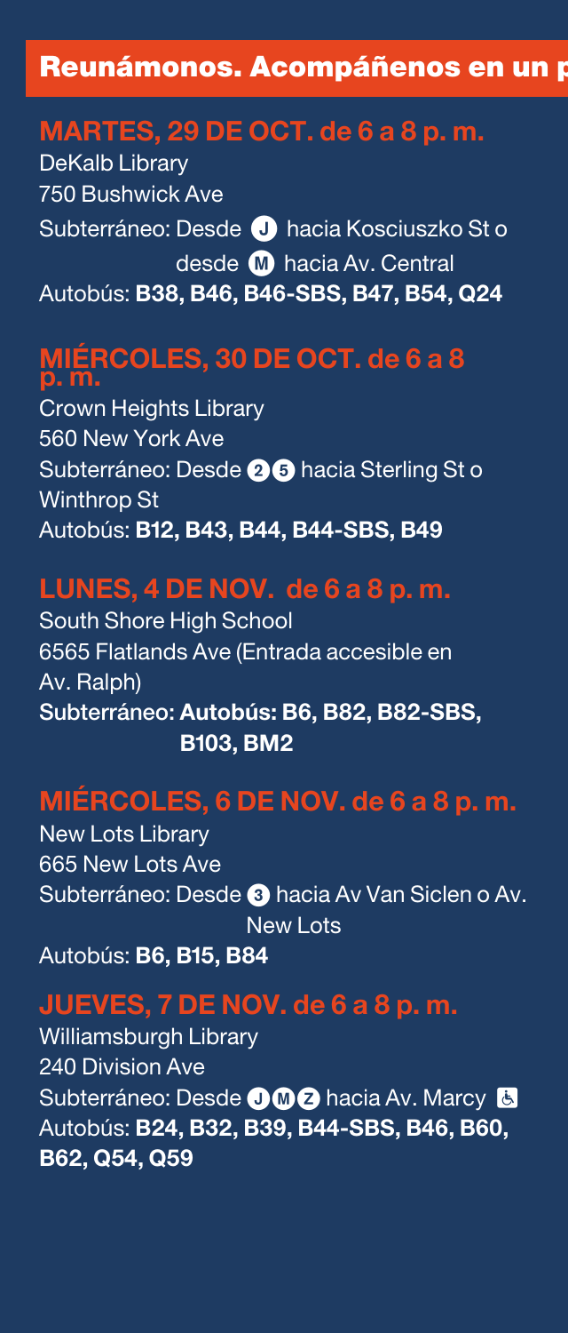## Reunámonos. Acompáñenos en un p

### MARTES, 29 DE OCT. de 6 a 8 p. m.

DeKalb Library
750 Bushwick Ave
Subterráneo: Desde J hacia Kosciuszko St o desde M hacia Av. Central
Autobús: **B38, B46, B46-SBS, B47, B54, Q24**

### MIÉRCOLES, 30 DE OCT. de 6 a 8 p. m.

Crown Heights Library
560 New York Ave
Subterráneo: Desde 2 5 hacia Sterling St o Winthrop St
Autobús: **B12, B43, B44, B44-SBS, B49**

### LUNES, 4 DE NOV. de 6 a 8 p. m.

South Shore High School
6565 Flatlands Ave (Entrada accesible en Av. Ralph)
**Subterráneo: Autobús: B6, B82, B82-SBS, B103, BM2**

### MIÉRCOLES, 6 DE NOV. de 6 a 8 p. m.

New Lots Library
665 New Lots Ave
Subterráneo: Desde 3 hacia Av Van Siclen o Av. New Lots
Autobús: **B6, B15, B84**

### JUEVES, 7 DE NOV. de 6 a 8 p. m.

Williamsburgh Library
240 Division Ave
Subterráneo: Desde J M Z hacia Av. Marcy ♿
Autobús: **B24, B32, B39, B44-SBS, B46, B60, B62, Q54, Q59**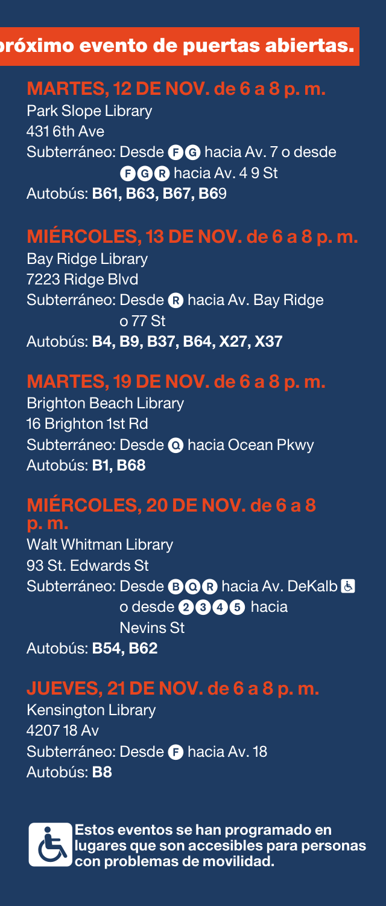# próximo evento de puertas abiertas.

## MARTES, 12 DE NOV. de 6 a 8 p. m.

Park Slope Library
431 6th Ave
Subterráneo: Desde F G hacia Av. 7 o desde F G R hacia Av. 4 9 St
Autobús: **B61, B63, B67, B69**

## MIÉRCOLES, 13 DE NOV. de 6 a 8 p. m.

Bay Ridge Library
7223 Ridge Blvd
Subterráneo: Desde R hacia Av. Bay Ridge o 77 St
Autobús: **B4, B9, B37, B64, X27, X37**

## MARTES, 19 DE NOV. de 6 a 8 p. m.

Brighton Beach Library
16 Brighton 1st Rd
Subterráneo: Desde Q hacia Ocean Pkwy
Autobús: **B1, B68**

## MIÉRCOLES, 20 DE NOV. de 6 a 8 p. m.

Walt Whitman Library
93 St. Edwards St
Subterráneo: Desde B Q R hacia Av. DeKalb ♿ o desde 2 3 4 5 hacia Nevins St
Autobús: **B54, B62**

## JUEVES, 21 DE NOV. de 6 a 8 p. m.

Kensington Library
4207 18 Av
Subterráneo: Desde F hacia Av. 18
Autobús: **B8**

**Estos eventos se han programado en lugares que son accesibles para personas con problemas de movilidad.**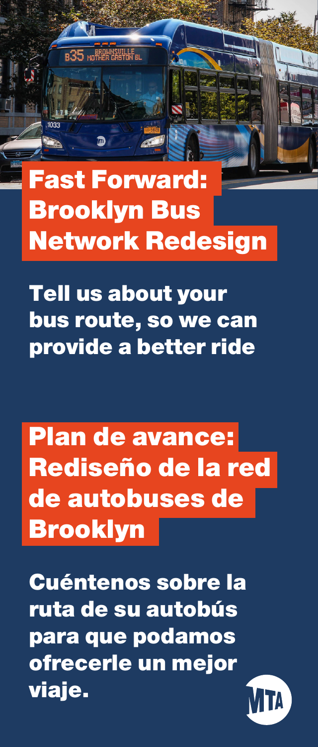# Fast Forward: Brooklyn Bus Network Redesign

Tell us about your bus route, so we can provide a better ride

# Plan de avance: Rediseño de la red de autobuses de Brooklyn

Cuéntenos sobre la ruta de su autobús para que podamos ofrecerle un mejor viaje.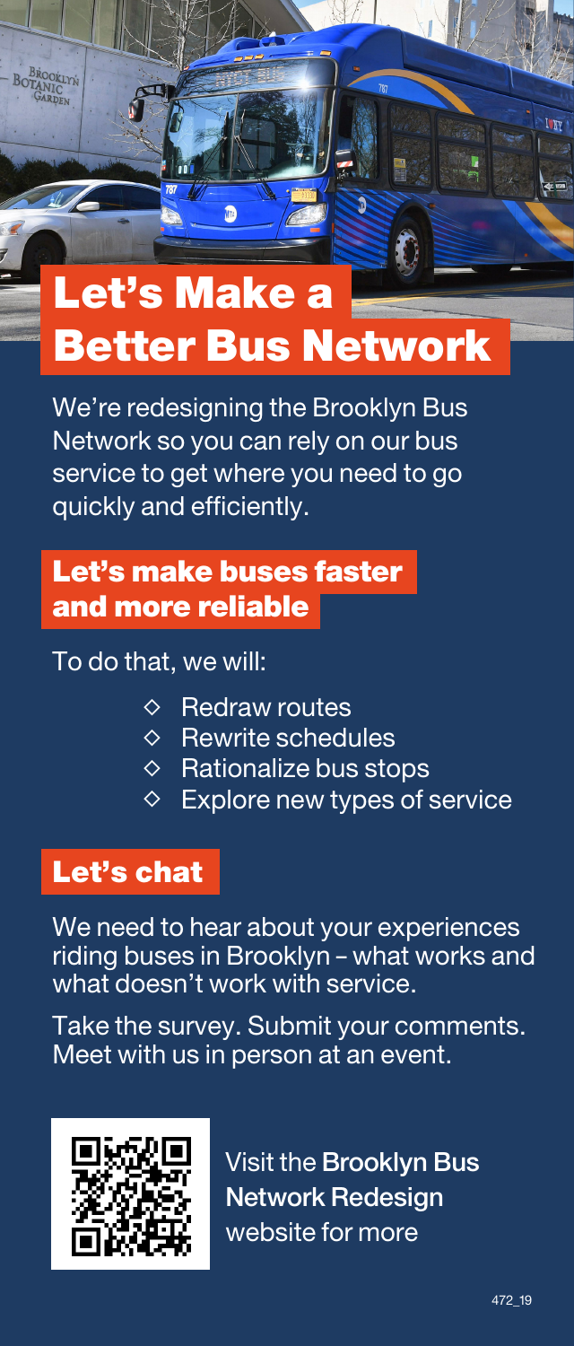# Let's Make a Better Bus Network

We're redesigning the Brooklyn Bus Network so you can rely on our bus service to get where you need to go quickly and efficiently.

## Let's make buses faster and more reliable

To do that, we will:

- Redraw routes
- Rewrite schedules
- Rationalize bus stops
- Explore new types of service

## Let's chat

We need to hear about your experiences riding buses in Brooklyn – what works and what doesn't work with service.

Take the survey. Submit your comments. Meet with us in person at an event.

Visit the **Brooklyn Bus Network Redesign** website for more

472_19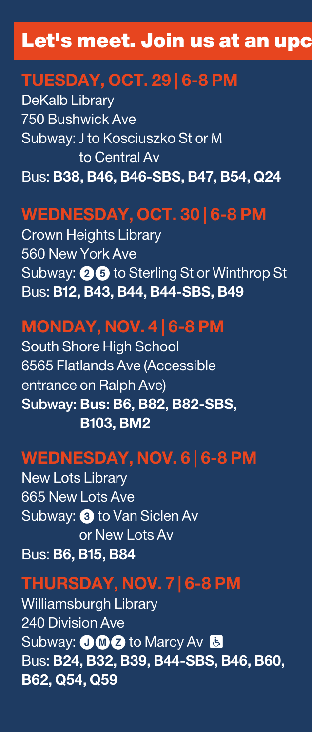## Let's meet. Join us at an upc

### TUESDAY, OCT. 29 | 6-8 PM

DeKalb Library
750 Bushwick Ave
Subway: J to Kosciuszko St or M to Central Av
Bus: **B38, B46, B46-SBS, B47, B54, Q24**

### WEDNESDAY, OCT. 30 | 6-8 PM

Crown Heights Library
560 New York Ave
Subway: 2 5 to Sterling St or Winthrop St
Bus: **B12, B43, B44, B44-SBS, B49**

### MONDAY, NOV. 4 | 6-8 PM

South Shore High School
6565 Flatlands Ave (Accessible entrance on Ralph Ave)
**Subway: Bus: B6, B82, B82-SBS, B103, BM2**

### WEDNESDAY, NOV. 6 | 6-8 PM

New Lots Library
665 New Lots Ave
Subway: 3 to Van Siclen Av or New Lots Av
Bus: **B6, B15, B84**

### THURSDAY, NOV. 7 | 6-8 PM

Williamsburgh Library
240 Division Ave
Subway: J M Z to Marcy Av ♿
Bus: **B24, B32, B39, B44-SBS, B46, B60, B62, Q54, Q59**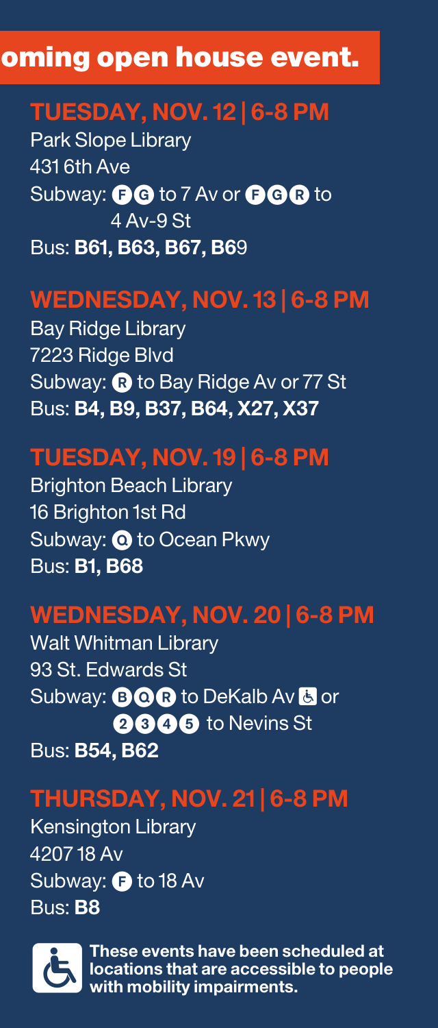## oming open house event.

### TUESDAY, NOV. 12 | 6-8 PM

Park Slope Library
431 6th Ave
Subway: F G to 7 Av or F G R to 4 Av-9 St
Bus: **B61, B63, B67, B69**

### WEDNESDAY, NOV. 13 | 6-8 PM

Bay Ridge Library
7223 Ridge Blvd
Subway: R to Bay Ridge Av or 77 St
Bus: **B4, B9, B37, B64, X27, X37**

### TUESDAY, NOV. 19 | 6-8 PM

Brighton Beach Library
16 Brighton 1st Rd
Subway: Q to Ocean Pkwy
Bus: **B1, B68**

### WEDNESDAY, NOV. 20 | 6-8 PM

Walt Whitman Library
93 St. Edwards St
Subway: B Q R to DeKalb Av ♿ or 2 3 4 5 to Nevins St
Bus: **B54, B62**

### THURSDAY, NOV. 21 | 6-8 PM

Kensington Library
4207 18 Av
Subway: F to 18 Av
Bus: **B8**

♿ **These events have been scheduled at locations that are accessible to people with mobility impairments.**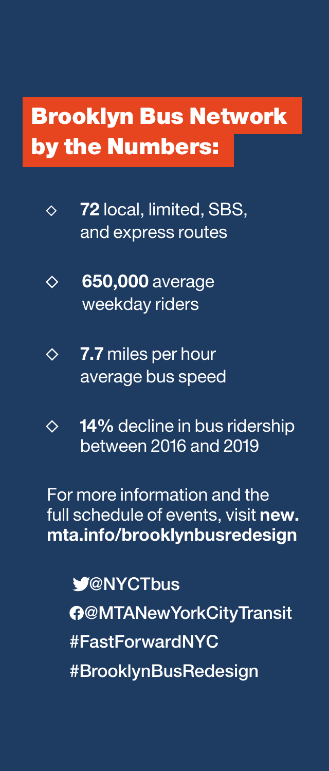## Brooklyn Bus Network by the Numbers:

- **72** local, limited, SBS, and express routes
- **650,000** average weekday riders
- **7.7** miles per hour average bus speed
- **14%** decline in bus ridership between 2016 and 2019

For more information and the full schedule of events, visit **new.mta.info/brooklynbusredesign**

@NYCTbus

@MTANewYorkCityTransit

#FastForwardNYC

#BrooklynBusRedesign